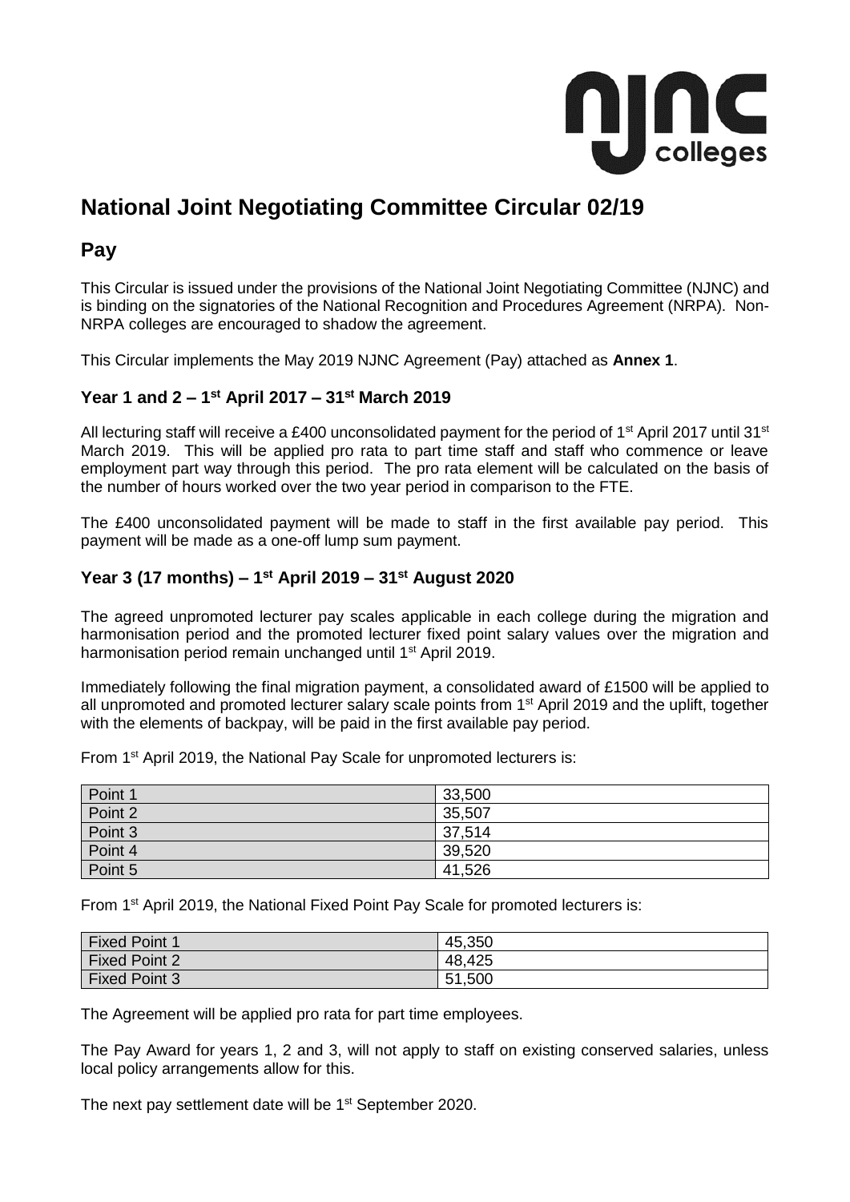# National Joint Negotiating Committee Circular 02/19

## Pay

This Circular is issued under the provisions of the National Joint Negotiating Committee (NJNC) and is binding on the signatories of the National Recognition and Procedures Agreement (NRPA). Non-NRPA colleges are encouraged to shadow the agreement.

This Circular implements the May 2019 NJNC Agreement (Pay) attached as **Annex 1**.

### Year 1 and 2 – 1st April 2017 – 31st March 2019

All lecturing staff will receive a £400 unconsolidated payment for the period of 1st April 2017 until 31st March 2019. This will be applied pro rata to part time staff and staff who commence or leave employment part way through this period. The pro rata element will be calculated on the basis of the number of hours worked over the two year period in comparison to the FTE.

The £400 unconsolidated payment will be made to staff in the first available pay period. This payment will be made as a one-off lump sum payment.

### Year 3 (17 months) – 1st April 2019 – 31st August 2020

The agreed unpromoted lecturer pay scales applicable in each college during the migration and harmonisation period and the promoted lecturer fixed point salary values over the migration and harmonisation period remain unchanged until 1st April 2019.

Immediately following the final migration payment, a consolidated award of £1500 will be applied to all unpromoted and promoted lecturer salary scale points from 1st April 2019 and the uplift, together with the elements of backpay, will be paid in the first available pay period.

From 1st April 2019, the National Pay Scale for unpromoted lecturers is:

| | |
|---|---|
| Point 1 | 33,500 |
| Point 2 | 35,507 |
| Point 3 | 37,514 |
| Point 4 | 39,520 |
| Point 5 | 41,526 |

From 1st April 2019, the National Fixed Point Pay Scale for promoted lecturers is:

| | |
|---|---|
| Fixed Point 1 | 45,350 |
| Fixed Point 2 | 48,425 |
| Fixed Point 3 | 51,500 |

The Agreement will be applied pro rata for part time employees.

The Pay Award for years 1, 2 and 3, will not apply to staff on existing conserved salaries, unless local policy arrangements allow for this.

The next pay settlement date will be 1st September 2020.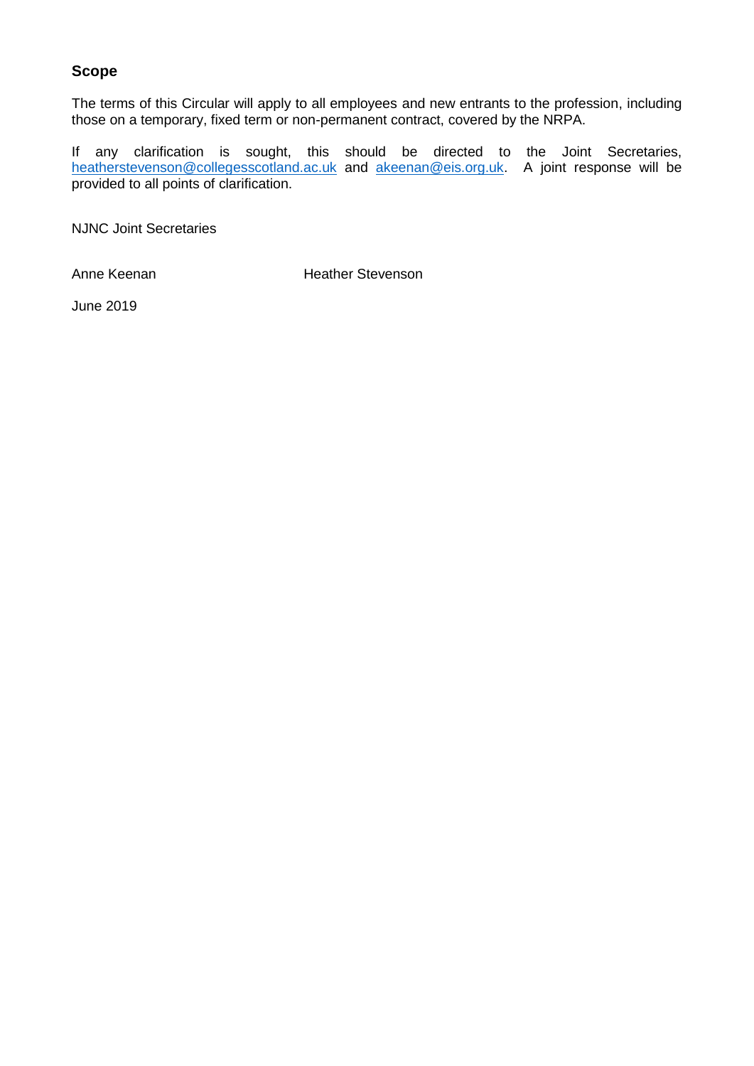## Scope

The terms of this Circular will apply to all employees and new entrants to the profession, including those on a temporary, fixed term or non-permanent contract, covered by the NRPA.

If any clarification is sought, this should be directed to the Joint Secretaries, heatherstevenson@collegesscotland.ac.uk and akeenan@eis.org.uk. A joint response will be provided to all points of clarification.

NJNC Joint Secretaries

Anne Keenan Heather Stevenson

June 2019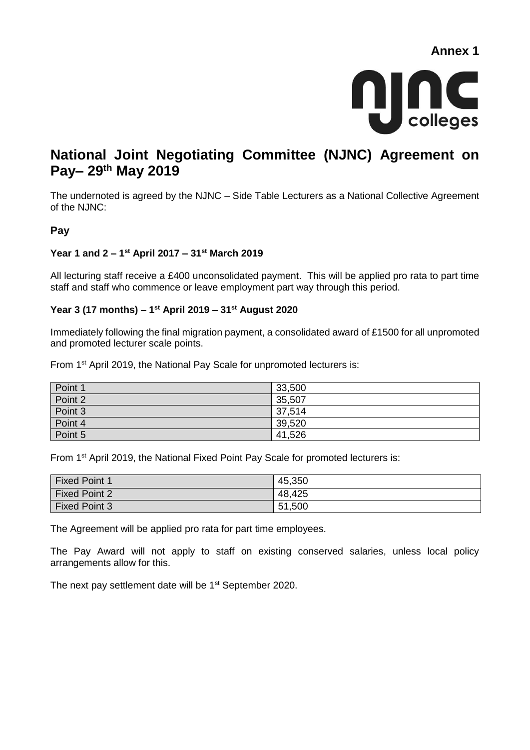**Annex 1**

# National Joint Negotiating Committee (NJNC) Agreement on Pay– 29th May 2019

The undernoted is agreed by the NJNC – Side Table Lecturers as a National Collective Agreement of the NJNC:

## Pay

### Year 1 and 2 – 1st April 2017 – 31st March 2019

All lecturing staff receive a £400 unconsolidated payment. This will be applied pro rata to part time staff and staff who commence or leave employment part way through this period.

### Year 3 (17 months) – 1st April 2019 – 31st August 2020

Immediately following the final migration payment, a consolidated award of £1500 for all unpromoted and promoted lecturer scale points.

From 1st April 2019, the National Pay Scale for unpromoted lecturers is:

| | |
|---|---|
| Point 1 | 33,500 |
| Point 2 | 35,507 |
| Point 3 | 37,514 |
| Point 4 | 39,520 |
| Point 5 | 41,526 |

From 1st April 2019, the National Fixed Point Pay Scale for promoted lecturers is:

| | |
|---|---|
| Fixed Point 1 | 45,350 |
| Fixed Point 2 | 48,425 |
| Fixed Point 3 | 51,500 |

The Agreement will be applied pro rata for part time employees.

The Pay Award will not apply to staff on existing conserved salaries, unless local policy arrangements allow for this.

The next pay settlement date will be 1st September 2020.